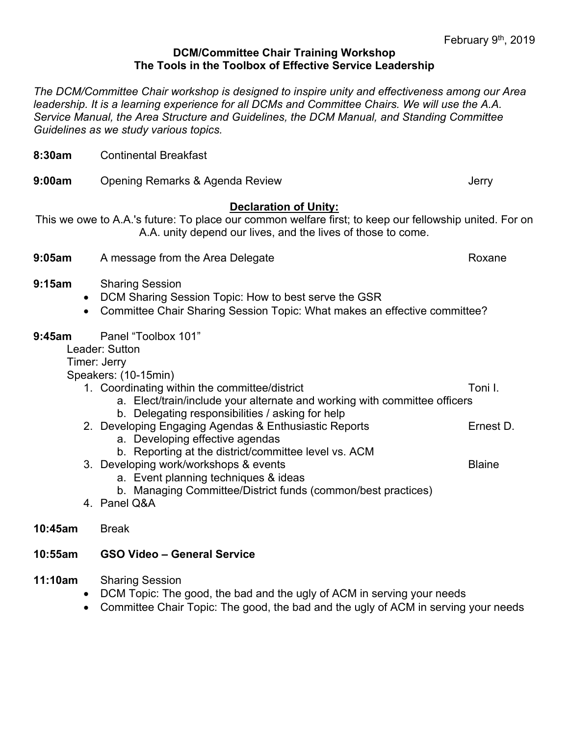February 9th, 2019

**DCM/Committee Chair Training Workshop**
**The Tools in the Toolbox of Effective Service Leadership**

*The DCM/Committee Chair workshop is designed to inspire unity and effectiveness among our Area leadership. It is a learning experience for all DCMs and Committee Chairs. We will use the A.A. Service Manual, the Area Structure and Guidelines, the DCM Manual, and Standing Committee Guidelines as we study various topics.*

**8:30am** Continental Breakfast

**9:00am** Opening Remarks & Agenda Review — Jerry

**Declaration of Unity:**

This we owe to A.A.'s future: To place our common welfare first; to keep our fellowship united. For on A.A. unity depend our lives, and the lives of those to come.

**9:05am** A message from the Area Delegate — Roxane

**9:15am** Sharing Session

- DCM Sharing Session Topic: How to best serve the GSR
- Committee Chair Sharing Session Topic: What makes an effective committee?

**9:45am** Panel "Toolbox 101"

Leader: Sutton
Timer: Jerry
Speakers: (10-15min)

1. Coordinating within the committee/district — Toni I.
   a. Elect/train/include your alternate and working with committee officers
   b. Delegating responsibilities / asking for help
2. Developing Engaging Agendas & Enthusiastic Reports — Ernest D.
   a. Developing effective agendas
   b. Reporting at the district/committee level vs. ACM
3. Developing work/workshops & events — Blaine
   a. Event planning techniques & ideas
   b. Managing Committee/District funds (common/best practices)
4. Panel Q&A

**10:45am** Break

**10:55am GSO Video – General Service**

**11:10am** Sharing Session

- DCM Topic: The good, the bad and the ugly of ACM in serving your needs
- Committee Chair Topic: The good, the bad and the ugly of ACM in serving your needs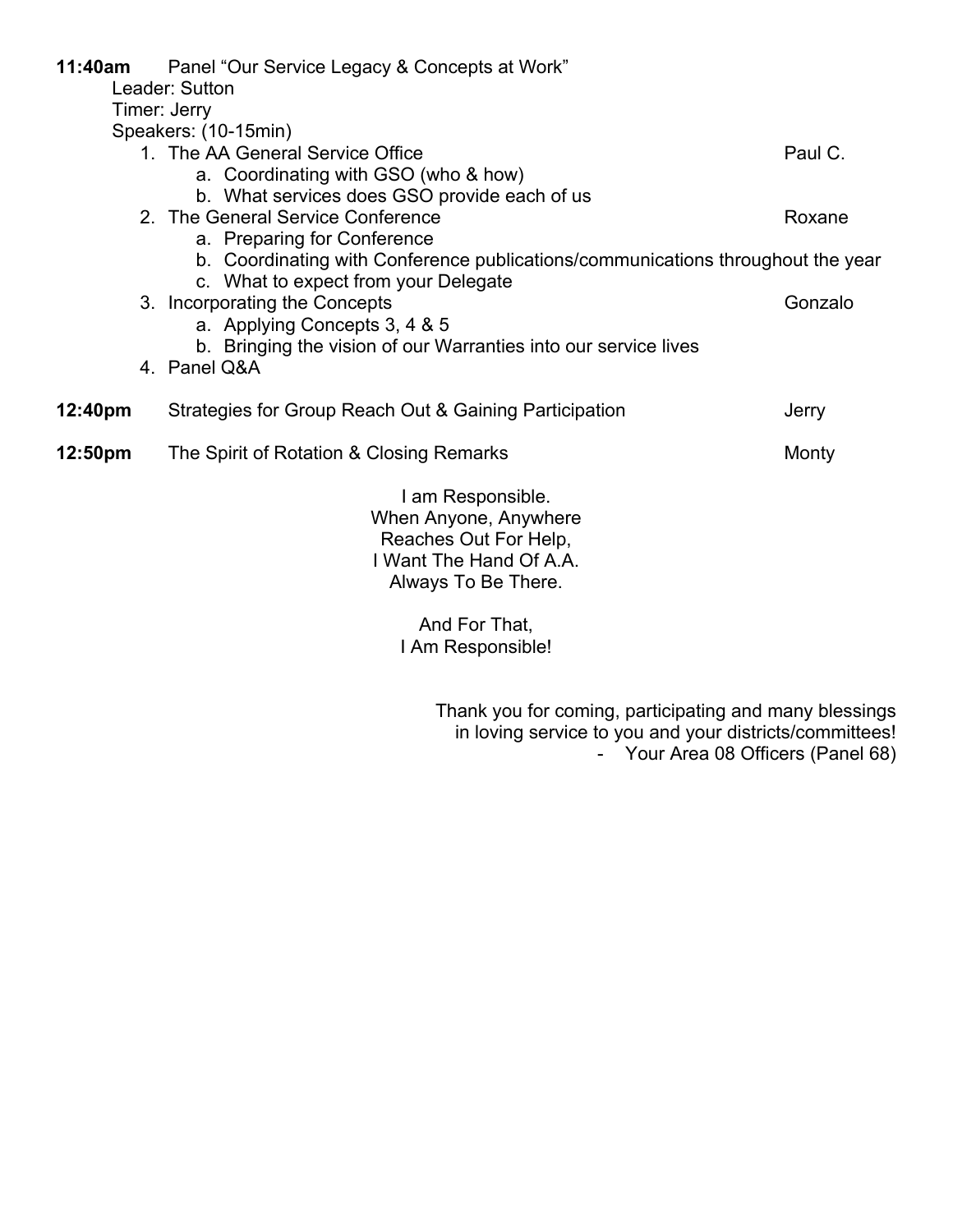**11:40am** Panel “Our Service Legacy & Concepts at Work”

Leader: Sutton

Timer: Jerry

Speakers: (10-15min)

1. The AA General Service Office — Paul C.
   a. Coordinating with GSO (who & how)
   b. What services does GSO provide each of us
2. The General Service Conference — Roxane
   a. Preparing for Conference
   b. Coordinating with Conference publications/communications throughout the year
   c. What to expect from your Delegate
3. Incorporating the Concepts — Gonzalo
   a. Applying Concepts 3, 4 & 5
   b. Bringing the vision of our Warranties into our service lives
4. Panel Q&A

**12:40pm** Strategies for Group Reach Out & Gaining Participation — Jerry

**12:50pm** The Spirit of Rotation & Closing Remarks — Monty

I am Responsible.
When Anyone, Anywhere
Reaches Out For Help,
I Want The Hand Of A.A.
Always To Be There.

And For That,
I Am Responsible!

Thank you for coming, participating and many blessings
in loving service to you and your districts/committees!
- Your Area 08 Officers (Panel 68)